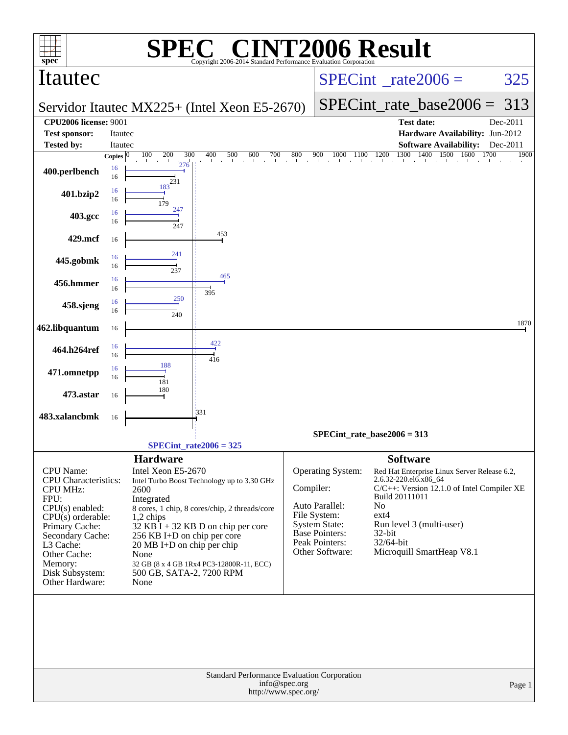# SPEC® CINT2006 Result

Copyright 2006-2014 Standard Performance Evaluation Corporation

## Itautec

**Servidor Itautec MX225+ (Intel Xeon E5-2670)**

SPECint_rate2006 = 325

SPECint_rate_base2006 = 313

| | | | |
|---|---|---|---|
| **CPU2006 license:** 9001 | | **Test date:** | Dec-2011 |
| **Test sponsor:** | Itautec | **Hardware Availability:** | Jun-2012 |
| **Tested by:** | Itautec | **Software Availability:** | Dec-2011 |

| Benchmark | Copies (peak) | Peak | Copies (base) | Base |
|---|---|---|---|---|
| 400.perlbench | 16 | 276 | 16 | 231 |
| 401.bzip2 | 16 | 183 | 16 | 179 |
| 403.gcc | 16 | 247 | 16 | 247 |
| 429.mcf | | | 16 | 453 |
| 445.gobmk | 16 | 241 | 16 | 237 |
| 456.hmmer | 16 | 465 | 16 | 395 |
| 458.sjeng | 16 | 250 | 16 | 240 |
| 462.libquantum | | | 16 | 1870 |
| 464.h264ref | 16 | 422 | 16 | 416 |
| 471.omnetpp | 16 | 188 | 16 | 181 |
| 473.astar | | | 16 | 180 |
| 483.xalancbmk | | | 16 | 331 |

SPECint_rate_base2006 = 313

SPECint_rate2006 = 325

## Hardware

| | |
|---|---|
| CPU Name: | Intel Xeon E5-2670 |
| CPU Characteristics: | Intel Turbo Boost Technology up to 3.30 GHz |
| CPU MHz: | 2600 |
| FPU: | Integrated |
| CPU(s) enabled: | 8 cores, 1 chip, 8 cores/chip, 2 threads/core |
| CPU(s) orderable: | 1,2 chips |
| Primary Cache: | 32 KB I + 32 KB D on chip per core |
| Secondary Cache: | 256 KB I+D on chip per core |
| L3 Cache: | 20 MB I+D on chip per chip |
| Other Cache: | None |
| Memory: | 32 GB (8 x 4 GB 1Rx4 PC3-12800R-11, ECC) |
| Disk Subsystem: | 500 GB, SATA-2, 7200 RPM |
| Other Hardware: | None |

## Software

| | |
|---|---|
| Operating System: | Red Hat Enterprise Linux Server Release 6.2, 2.6.32-220.el6.x86_64 |
| Compiler: | C/C++: Version 12.1.0 of Intel Compiler XE Build 20111011 |
| Auto Parallel: | No |
| File System: | ext4 |
| System State: | Run level 3 (multi-user) |
| Base Pointers: | 32-bit |
| Peak Pointers: | 32/64-bit |
| Other Software: | Microquill SmartHeap V8.1 |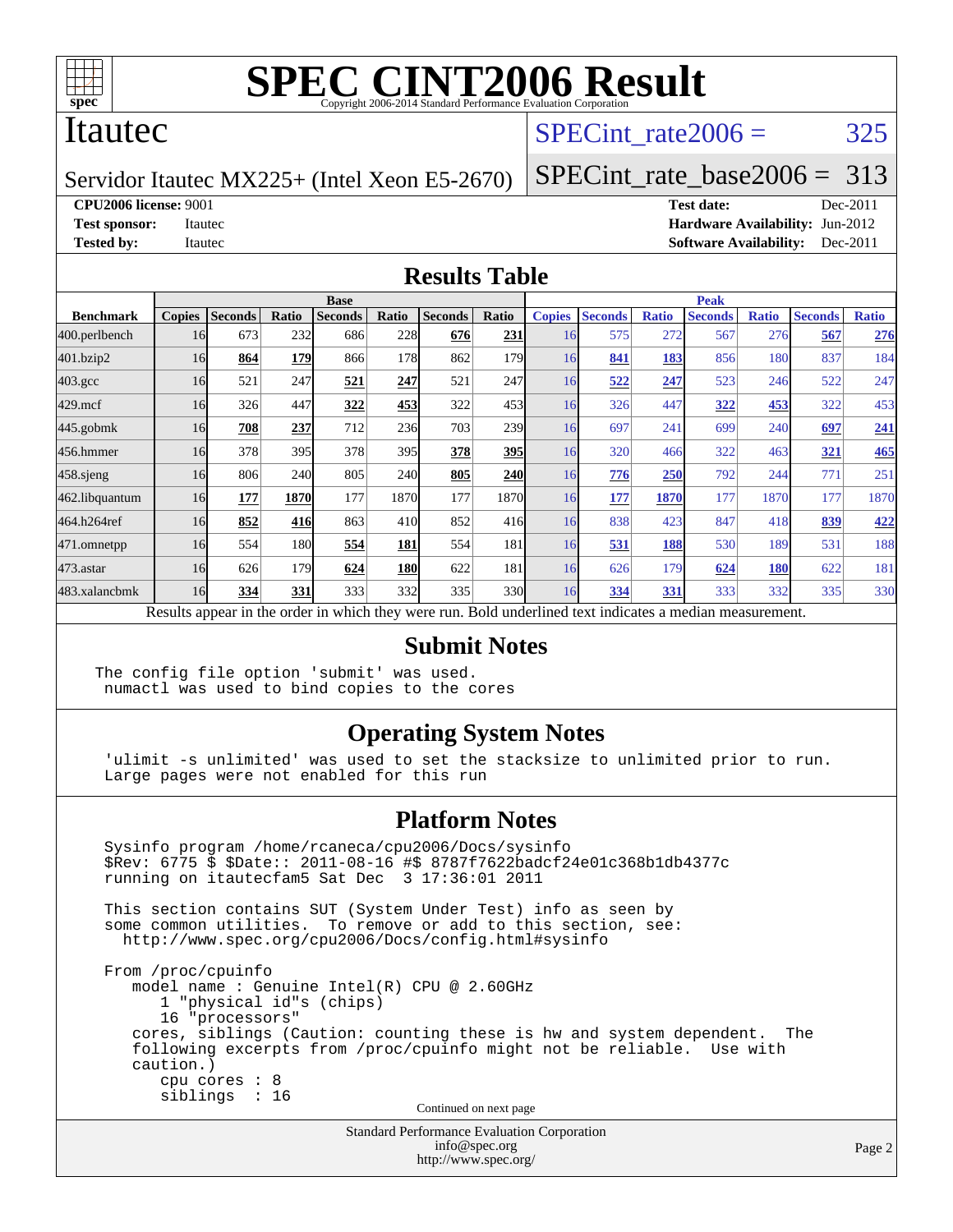# SPEC CINT2006 Result

Copyright 2006-2014 Standard Performance Evaluation Corporation

## Itautec

Servidor Itautec MX225+ (Intel Xeon E5-2670)

SPECint_rate2006 = 325

SPECint_rate_base2006 = 313

**CPU2006 license:** 9001
**Test sponsor:** Itautec
**Tested by:** Itautec

**Test date:** Dec-2011
**Hardware Availability:** Jun-2012
**Software Availability:** Dec-2011

## Results Table

| Benchmark | Base | | | | | | | Peak | | | | | | |
|---|---|---|---|---|---|---|---|---|---|---|---|---|---|---|
| | Copies | Seconds | Ratio | Seconds | Ratio | Seconds | Ratio | Copies | Seconds | Ratio | Seconds | Ratio | Seconds | Ratio |
| 400.perlbench | 16 | 673 | 232 | 686 | 228 | **676** | **231** | 16 | 575 | 272 | 567 | 276 | **567** | **276** |
| 401.bzip2 | 16 | **864** | **179** | 866 | 178 | 862 | 179 | 16 | **841** | **183** | 856 | 180 | 837 | 184 |
| 403.gcc | 16 | 521 | 247 | **521** | **247** | 521 | 247 | 16 | **522** | **247** | 523 | 246 | 522 | 247 |
| 429.mcf | 16 | 326 | 447 | **322** | **453** | 322 | 453 | 16 | 326 | 447 | **322** | **453** | 322 | 453 |
| 445.gobmk | 16 | **708** | **237** | 712 | 236 | 703 | 239 | 16 | 697 | 241 | 699 | 240 | **697** | **241** |
| 456.hmmer | 16 | 378 | 395 | 378 | 395 | **378** | **395** | 16 | 320 | 466 | 322 | 463 | **321** | **465** |
| 458.sjeng | 16 | 806 | 240 | 805 | 240 | **805** | **240** | 16 | **776** | **250** | 792 | 244 | 771 | 251 |
| 462.libquantum | 16 | **177** | **1870** | 177 | 1870 | 177 | 1870 | 16 | **177** | **1870** | 177 | 1870 | 177 | 1870 |
| 464.h264ref | 16 | **852** | **416** | 863 | 410 | 852 | 416 | 16 | 838 | 423 | 847 | 418 | **839** | **422** |
| 471.omnetpp | 16 | 554 | 180 | **554** | **181** | 554 | 181 | 16 | **531** | **188** | 530 | 189 | 531 | 188 |
| 473.astar | 16 | 626 | 179 | **624** | **180** | 622 | 181 | 16 | 626 | 179 | **624** | **180** | 622 | 181 |
| 483.xalancbmk | 16 | **334** | **331** | 333 | 332 | 335 | 330 | 16 | **334** | **331** | 333 | 332 | 335 | 330 |

Results appear in the order in which they were run. Bold underlined text indicates a median measurement.

## Submit Notes

```
The config file option 'submit' was used.
 numactl was used to bind copies to the cores
```

## Operating System Notes

```
 'ulimit -s unlimited' was used to set the stacksize to unlimited prior to run.
 Large pages were not enabled for this run
```

## Platform Notes

```
 Sysinfo program /home/rcaneca/cpu2006/Docs/sysinfo
 $Rev: 6775 $ $Date:: 2011-08-16 #$ 8787f7622badcf24e01c368b1db4377c
 running on itautecfam5 Sat Dec  3 17:36:01 2011

 This section contains SUT (System Under Test) info as seen by
 some common utilities.  To remove or add to this section, see:
   http://www.spec.org/cpu2006/Docs/config.html#sysinfo

 From /proc/cpuinfo
    model name : Genuine Intel(R) CPU @ 2.60GHz
       1 "physical id"s (chips)
       16 "processors"
    cores, siblings (Caution: counting these is hw and system dependent.  The
    following excerpts from /proc/cpuinfo might not be reliable.  Use with
    caution.)
       cpu cores : 8
       siblings  : 16
```

Continued on next page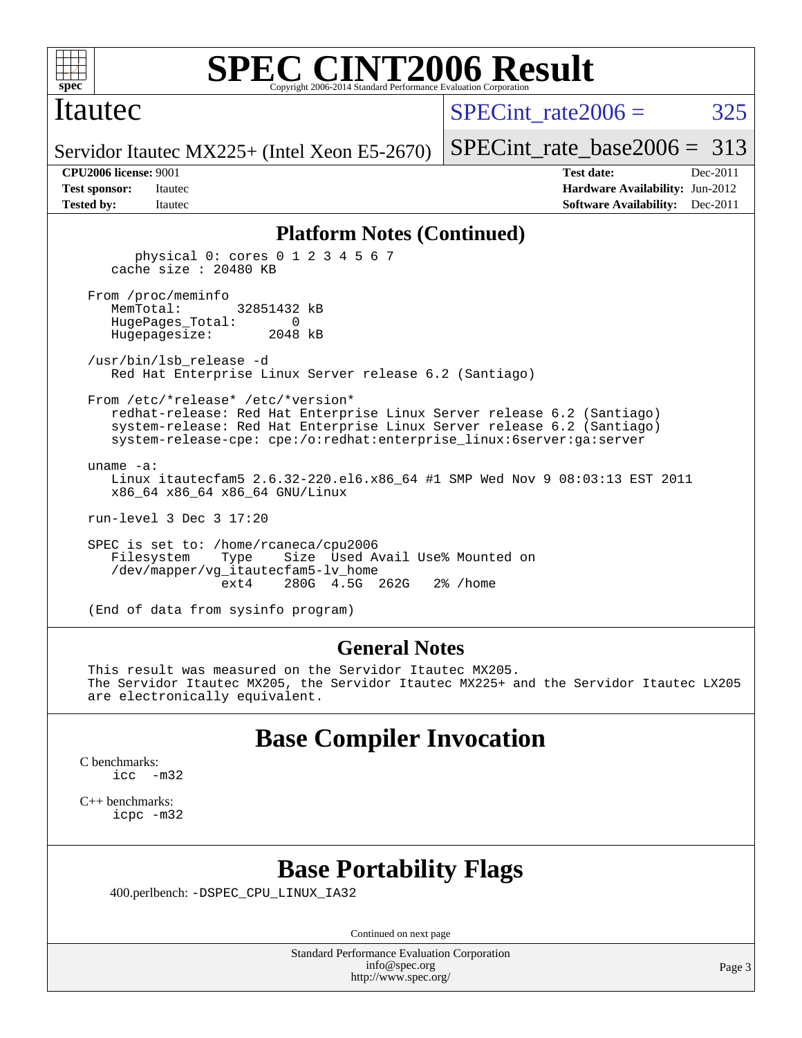# SPEC CINT2006 Result

Itautec

Servidor Itautec MX225+ (Intel Xeon E5-2670)

SPECint_rate2006 = 325

SPECint_rate_base2006 = 313

**CPU2006 license:** 9001
**Test sponsor:** Itautec
**Tested by:** Itautec

**Test date:** Dec-2011
**Hardware Availability:** Jun-2012
**Software Availability:** Dec-2011

## Platform Notes (Continued)

```
        physical 0: cores 0 1 2 3 4 5 6 7
     cache size : 20480 KB

  From /proc/meminfo
     MemTotal:       32851432 kB
     HugePages_Total:       0
     Hugepagesize:       2048 kB

  /usr/bin/lsb_release -d
     Red Hat Enterprise Linux Server release 6.2 (Santiago)

  From /etc/*release* /etc/*version*
     redhat-release: Red Hat Enterprise Linux Server release 6.2 (Santiago)
     system-release: Red Hat Enterprise Linux Server release 6.2 (Santiago)
     system-release-cpe: cpe:/o:redhat:enterprise_linux:6server:ga:server

  uname -a:
     Linux itautecfam5 2.6.32-220.el6.x86_64 #1 SMP Wed Nov 9 08:03:13 EST 2011
     x86_64 x86_64 x86_64 GNU/Linux

  run-level 3 Dec 3 17:20

  SPEC is set to: /home/rcaneca/cpu2006
     Filesystem    Type    Size  Used Avail Use% Mounted on
     /dev/mapper/vg_itautecfam5-lv_home
                   ext4    280G  4.5G  262G   2% /home

  (End of data from sysinfo program)
```

## General Notes

```
  This result was measured on the Servidor Itautec MX205.
  The Servidor Itautec MX205, the Servidor Itautec MX225+ and the Servidor Itautec LX205
  are electronically equivalent.
```

## Base Compiler Invocation

C benchmarks:
    icc -m32

C++ benchmarks:
    icpc -m32

## Base Portability Flags

400.perlbench: -DSPEC_CPU_LINUX_IA32

Continued on next page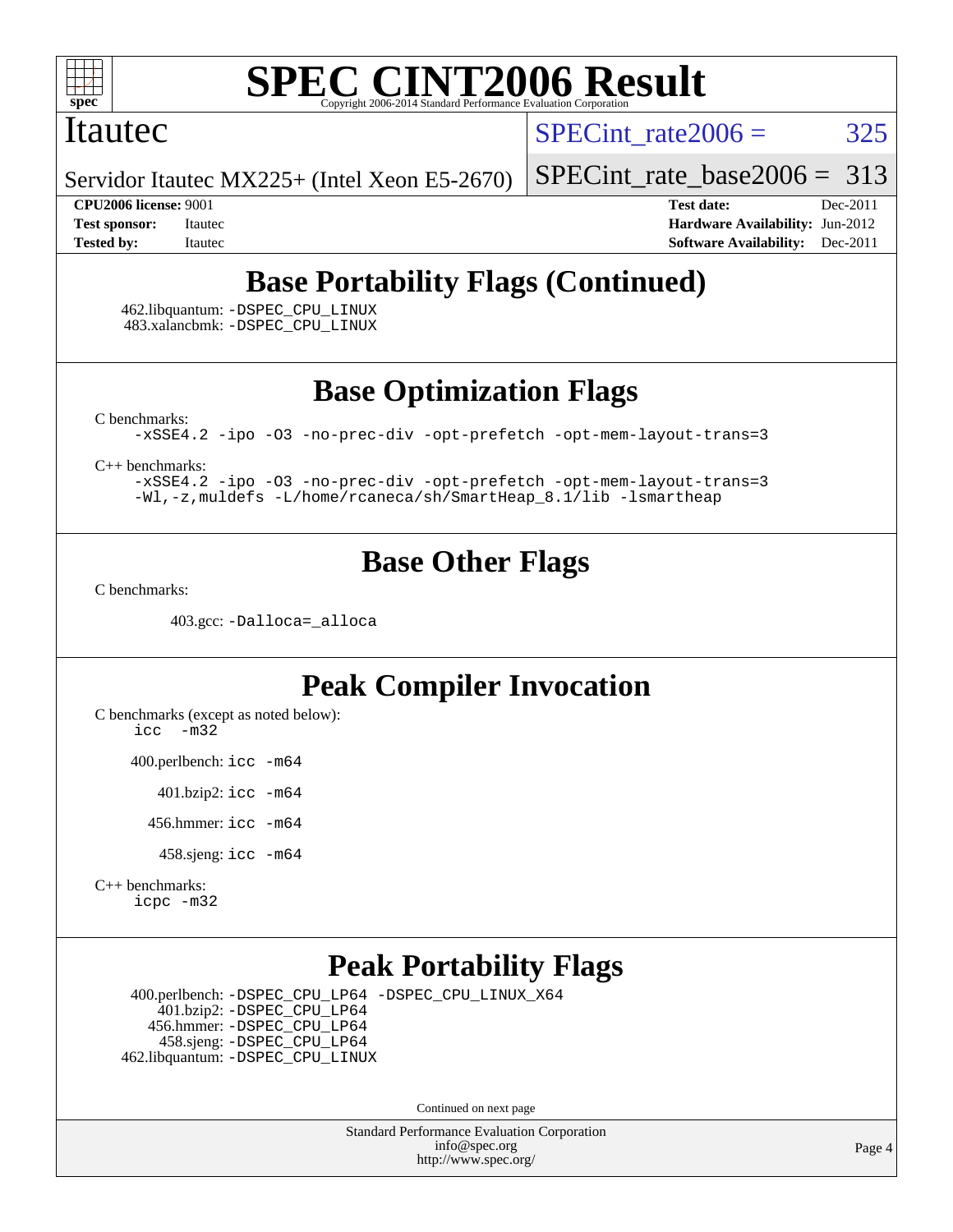# SPEC CINT2006 Result

Copyright 2006-2014 Standard Performance Evaluation Corporation

## Itautec

Servidor Itautec MX225+ (Intel Xeon E5-2670)

SPECint_rate2006 = 325

SPECint_rate_base2006 = 313

**CPU2006 license:** 9001
**Test sponsor:** Itautec
**Tested by:** Itautec
**Test date:** Dec-2011
**Hardware Availability:** Jun-2012
**Software Availability:** Dec-2011

## Base Portability Flags (Continued)

462.libquantum: `-DSPEC_CPU_LINUX`
483.xalancbmk: `-DSPEC_CPU_LINUX`

## Base Optimization Flags

C benchmarks:

```
-xSSE4.2 -ipo -O3 -no-prec-div -opt-prefetch -opt-mem-layout-trans=3
```

C++ benchmarks:

```
-xSSE4.2 -ipo -O3 -no-prec-div -opt-prefetch -opt-mem-layout-trans=3
-Wl,-z,muldefs -L/home/rcaneca/sh/SmartHeap_8.1/lib -lsmartheap
```

## Base Other Flags

C benchmarks:

403.gcc: `-Dalloca=_alloca`

## Peak Compiler Invocation

C benchmarks (except as noted below):
`icc -m32`

400.perlbench: `icc -m64`

401.bzip2: `icc -m64`

456.hmmer: `icc -m64`

458.sjeng: `icc -m64`

C++ benchmarks:
`icpc -m32`

## Peak Portability Flags

400.perlbench: `-DSPEC_CPU_LP64 -DSPEC_CPU_LINUX_X64`
401.bzip2: `-DSPEC_CPU_LP64`
456.hmmer: `-DSPEC_CPU_LP64`
458.sjeng: `-DSPEC_CPU_LP64`
462.libquantum: `-DSPEC_CPU_LINUX`

Continued on next page

Standard Performance Evaluation Corporation
info@spec.org
http://www.spec.org/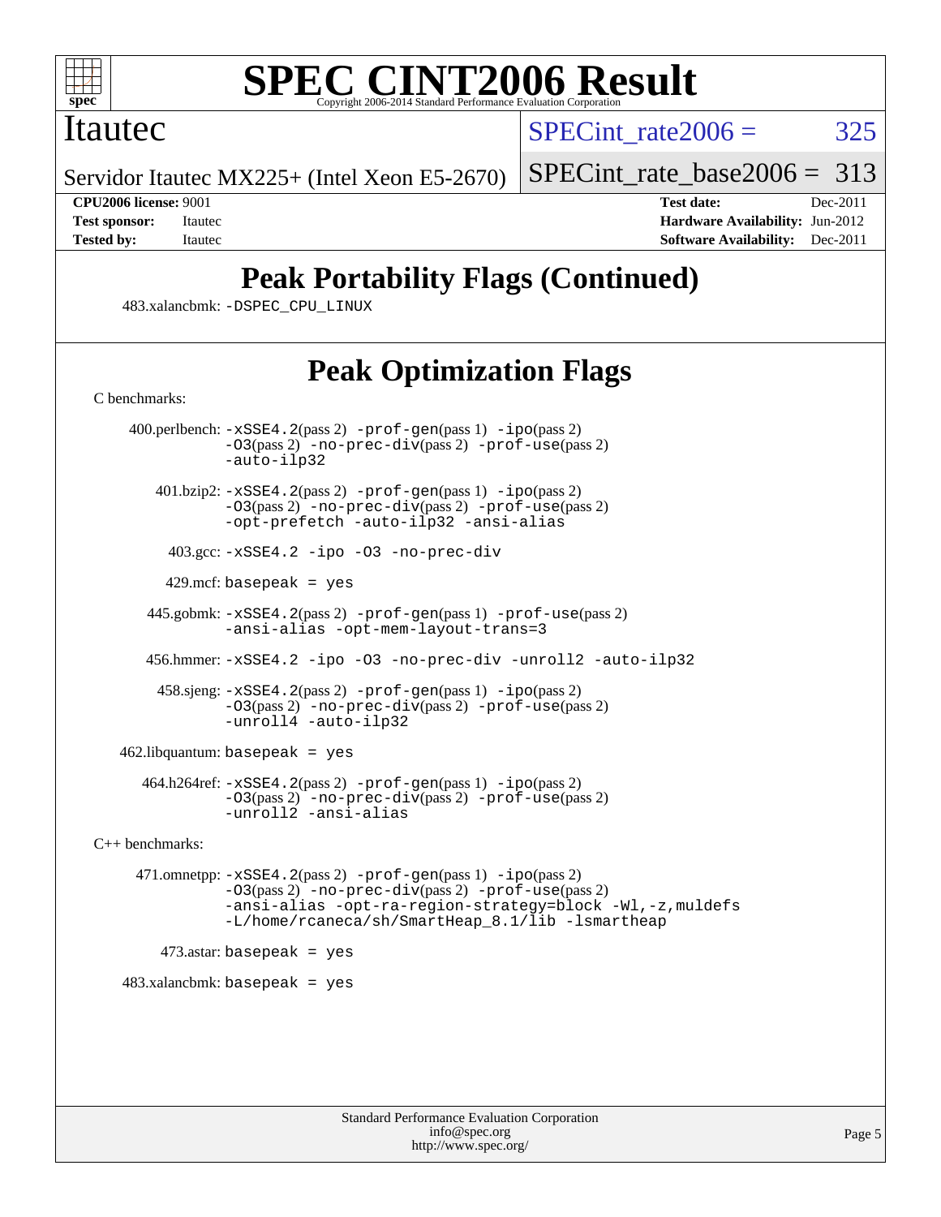# Peak Portability Flags (Continued)

483.xalancbmk: -DSPEC_CPU_LINUX

# Peak Optimization Flags

C benchmarks:

400.perlbench: -xSSE4.2(pass 2) -prof-gen(pass 1) -ipo(pass 2) -O3(pass 2) -no-prec-div(pass 2) -prof-use(pass 2) -auto-ilp32

401.bzip2: -xSSE4.2(pass 2) -prof-gen(pass 1) -ipo(pass 2) -O3(pass 2) -no-prec-div(pass 2) -prof-use(pass 2) -opt-prefetch -auto-ilp32 -ansi-alias

403.gcc: -xSSE4.2 -ipo -O3 -no-prec-div

429.mcf: basepeak = yes

445.gobmk: -xSSE4.2(pass 2) -prof-gen(pass 1) -prof-use(pass 2) -ansi-alias -opt-mem-layout-trans=3

456.hmmer: -xSSE4.2 -ipo -O3 -no-prec-div -unroll2 -auto-ilp32

458.sjeng: -xSSE4.2(pass 2) -prof-gen(pass 1) -ipo(pass 2) -O3(pass 2) -no-prec-div(pass 2) -prof-use(pass 2) -unroll4 -auto-ilp32

462.libquantum: basepeak = yes

464.h264ref: -xSSE4.2(pass 2) -prof-gen(pass 1) -ipo(pass 2) -O3(pass 2) -no-prec-div(pass 2) -prof-use(pass 2) -unroll2 -ansi-alias

C++ benchmarks:

471.omnetpp: -xSSE4.2(pass 2) -prof-gen(pass 1) -ipo(pass 2) -O3(pass 2) -no-prec-div(pass 2) -prof-use(pass 2) -ansi-alias -opt-ra-region-strategy=block -Wl,-z,muldefs -L/home/rcaneca/sh/SmartHeap_8.1/lib -lsmartheap

473.astar: basepeak = yes

483.xalancbmk: basepeak = yes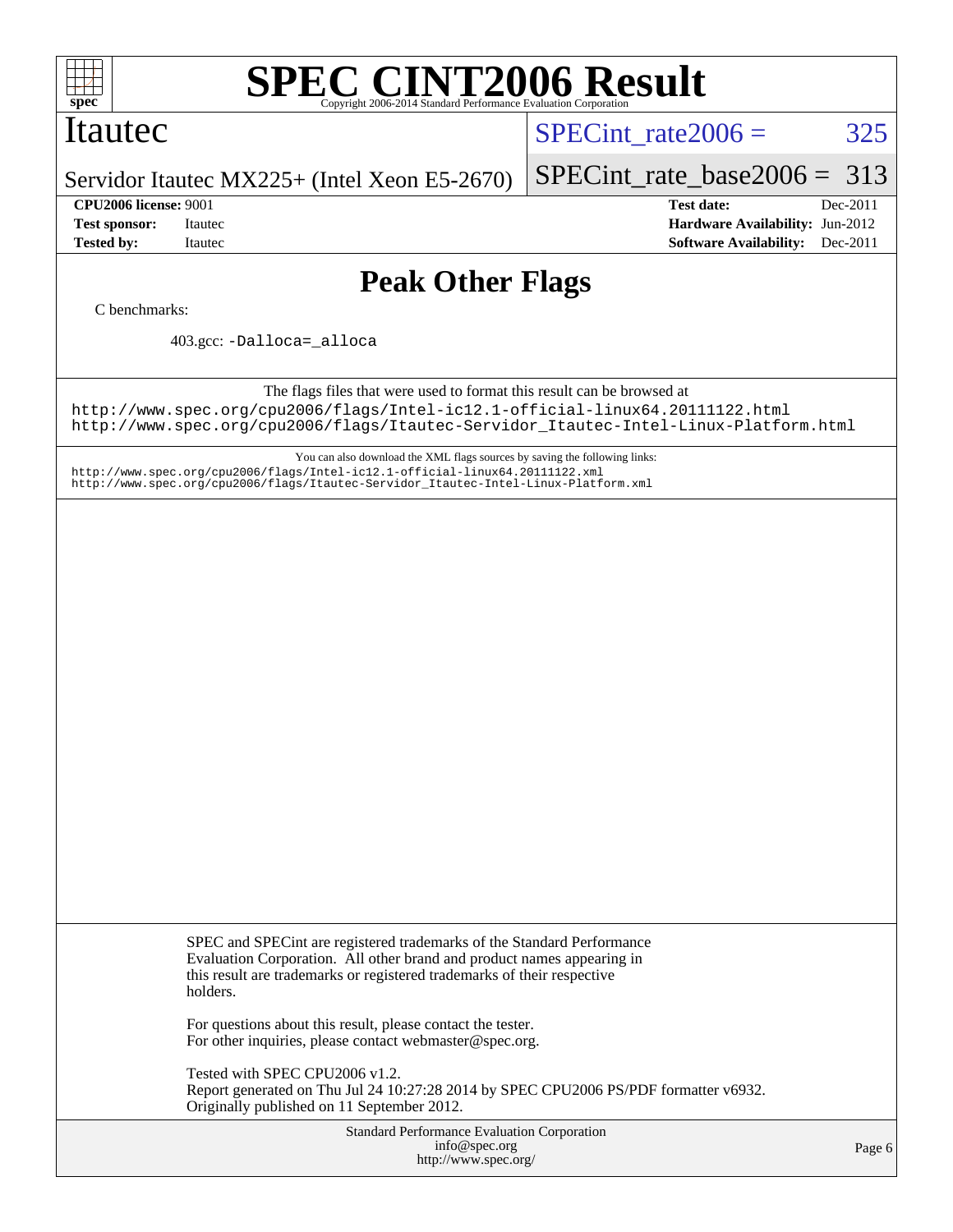# Peak Other Flags

C benchmarks:

403.gcc: -Dalloca=_alloca

The flags files that were used to format this result can be browsed at
http://www.spec.org/cpu2006/flags/Intel-ic12.1-official-linux64.20111122.html
http://www.spec.org/cpu2006/flags/Itautec-Servidor_Itautec-Intel-Linux-Platform.html

You can also download the XML flags sources by saving the following links:
http://www.spec.org/cpu2006/flags/Intel-ic12.1-official-linux64.20111122.xml
http://www.spec.org/cpu2006/flags/Itautec-Servidor_Itautec-Intel-Linux-Platform.xml

SPEC and SPECint are registered trademarks of the Standard Performance Evaluation Corporation. All other brand and product names appearing in this result are trademarks or registered trademarks of their respective holders.

For questions about this result, please contact the tester.
For other inquiries, please contact webmaster@spec.org.

Tested with SPEC CPU2006 v1.2.
Report generated on Thu Jul 24 10:27:28 2014 by SPEC CPU2006 PS/PDF formatter v6932.
Originally published on 11 September 2012.